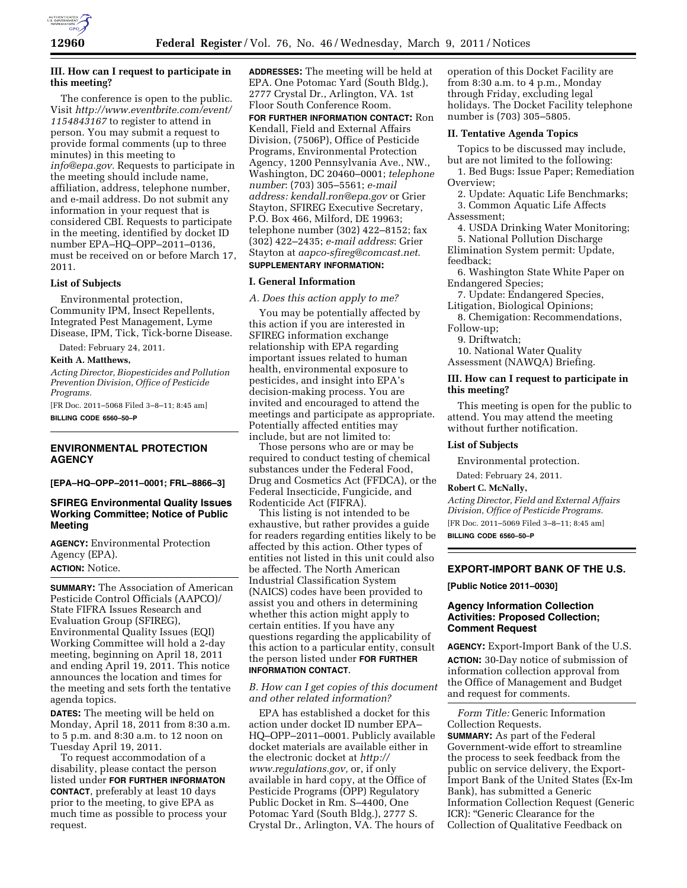### III. How can I request to participate in this meeting?

The conference is open to the public. Visit *http://www.eventbrite.com/event/1154843167* to register to attend in person. You may submit a request to provide formal comments (up to three minutes) in this meeting to *info@epa.gov*. Requests to participate in the meeting should include name, affiliation, address, telephone number, and e-mail address. Do not submit any information in your request that is considered CBI. Requests to participate in the meeting, identified by docket ID number EPA–HQ–OPP–2011–0136, must be received on or before March 17, 2011.

### List of Subjects

Environmental protection, Community IPM, Insect Repellents, Integrated Pest Management, Lyme Disease, IPM, Tick, Tick-borne Disease.

Dated: February 24, 2011.

**Keith A. Matthews,**

*Acting Director, Biopesticides and Pollution Prevention Division, Office of Pesticide Programs.*

[FR Doc. 2011–5068 Filed 3–8–11; 8:45 am]

**BILLING CODE 6560–50–P**

---

## ENVIRONMENTAL PROTECTION AGENCY

**[EPA–HQ–OPP–2011–0001; FRL–8866–3]**

## SFIREG Environmental Quality Issues Working Committee; Notice of Public Meeting

**AGENCY:** Environmental Protection Agency (EPA).

**ACTION:** Notice.

**SUMMARY:** The Association of American Pesticide Control Officials (AAPCO)/State FIFRA Issues Research and Evaluation Group (SFIREG), Environmental Quality Issues (EQI) Working Committee will hold a 2-day meeting, beginning on April 18, 2011 and ending April 19, 2011. This notice announces the location and times for the meeting and sets forth the tentative agenda topics.

**DATES:** The meeting will be held on Monday, April 18, 2011 from 8:30 a.m. to 5 p.m. and 8:30 a.m. to 12 noon on Tuesday April 19, 2011.

To request accommodation of a disability, please contact the person listed under **FOR FURTHER INFORMATON CONTACT**, preferably at least 10 days prior to the meeting, to give EPA as much time as possible to process your request.

**ADDRESSES:** The meeting will be held at EPA. One Potomac Yard (South Bldg.), 2777 Crystal Dr., Arlington, VA. 1st Floor South Conference Room.

**FOR FURTHER INFORMATION CONTACT:** Ron Kendall, Field and External Affairs Division, (7506P), Office of Pesticide Programs, Environmental Protection Agency, 1200 Pennsylvania Ave., NW., Washington, DC 20460–0001; *telephone number*: (703) 305–5561; *e-mail address: kendall.ron@epa.gov* or Grier Stayton, SFIREG Executive Secretary, P.O. Box 466, Milford, DE 19963; telephone number (302) 422–8152; fax (302) 422–2435; *e-mail address*: Grier Stayton at *aapco-sfireg@comcast.net.*

**SUPPLEMENTARY INFORMATION:**

### I. General Information

*A. Does this action apply to me?*

You may be potentially affected by this action if you are interested in SFIREG information exchange relationship with EPA regarding important issues related to human health, environmental exposure to pesticides, and insight into EPA's decision-making process. You are invited and encouraged to attend the meetings and participate as appropriate. Potentially affected entities may include, but are not limited to:

Those persons who are or may be required to conduct testing of chemical substances under the Federal Food, Drug and Cosmetics Act (FFDCA), or the Federal Insecticide, Fungicide, and Rodenticide Act (FIFRA).

This listing is not intended to be exhaustive, but rather provides a guide for readers regarding entities likely to be affected by this action. Other types of entities not listed in this unit could also be affected. The North American Industrial Classification System (NAICS) codes have been provided to assist you and others in determining whether this action might apply to certain entities. If you have any questions regarding the applicability of this action to a particular entity, consult the person listed under **FOR FURTHER INFORMATION CONTACT**.

*B. How can I get copies of this document and other related information?*

EPA has established a docket for this action under docket ID number EPA–HQ–OPP–2011–0001. Publicly available docket materials are available either in the electronic docket at *http://www.regulations.gov,* or, if only available in hard copy, at the Office of Pesticide Programs (OPP) Regulatory Public Docket in Rm. S–4400, One Potomac Yard (South Bldg.), 2777 S. Crystal Dr., Arlington, VA. The hours of operation of this Docket Facility are from 8:30 a.m. to 4 p.m., Monday through Friday, excluding legal holidays. The Docket Facility telephone number is (703) 305–5805.

### II. Tentative Agenda Topics

Topics to be discussed may include, but are not limited to the following:

1. Bed Bugs: Issue Paper; Remediation Overview;
2. Update: Aquatic Life Benchmarks;
3. Common Aquatic Life Affects Assessment;
4. USDA Drinking Water Monitoring;
5. National Pollution Discharge Elimination System permit: Update, feedback;
6. Washington State White Paper on Endangered Species;
7. Update: Endangered Species, Litigation, Biological Opinions;
8. Chemigation: Recommendations, Follow-up;
9. Driftwatch;
10. National Water Quality Assessment (NAWQA) Briefing.

### III. How can I request to participate in this meeting?

This meeting is open for the public to attend. You may attend the meeting without further notification.

### List of Subjects

Environmental protection.

Dated: February 24, 2011.

**Robert C. McNally,**

*Acting Director, Field and External Affairs Division, Office of Pesticide Programs.*

[FR Doc. 2011–5069 Filed 3–8–11; 8:45 am]

**BILLING CODE 6560–50–P**

---

## EXPORT-IMPORT BANK OF THE U.S.

**[Public Notice 2011–0030]**

## Agency Information Collection Activities: Proposed Collection; Comment Request

**AGENCY:** Export-Import Bank of the U.S.

**ACTION:** 30-Day notice of submission of information collection approval from the Office of Management and Budget and request for comments.

*Form Title:* Generic Information Collection Requests.

**SUMMARY:** As part of the Federal Government-wide effort to streamline the process to seek feedback from the public on service delivery, the Export-Import Bank of the United States (Ex-Im Bank), has submitted a Generic Information Collection Request (Generic ICR): "Generic Clearance for the Collection of Qualitative Feedback on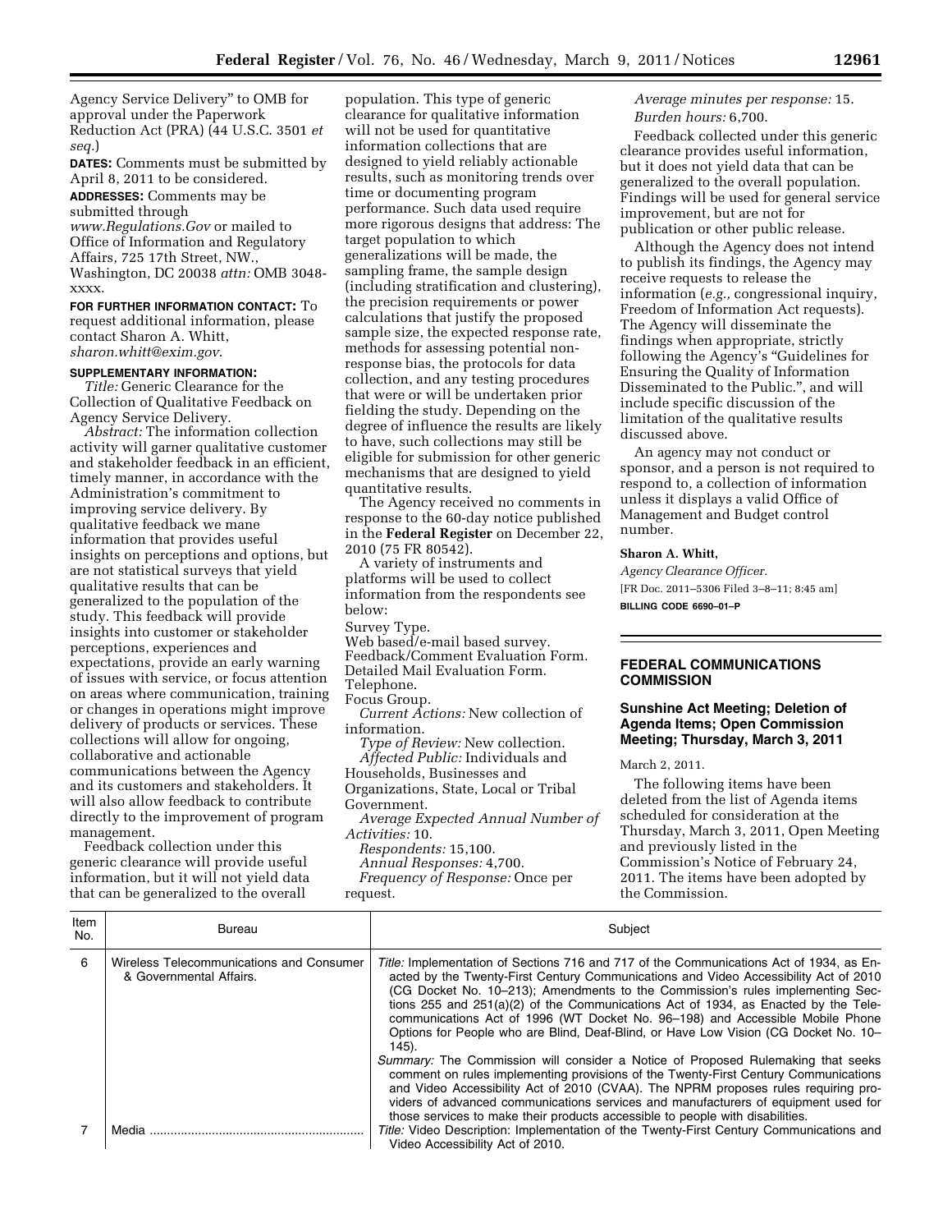Agency Service Delivery" to OMB for approval under the Paperwork Reduction Act (PRA) (44 U.S.C. 3501 *et seq.*)

**DATES:** Comments must be submitted by April 8, 2011 to be considered.

**ADDRESSES:** Comments may be submitted through *www.Regulations.Gov* or mailed to Office of Information and Regulatory Affairs, 725 17th Street, NW., Washington, DC 20038 *attn:* OMB 3048-xxxx.

**FOR FURTHER INFORMATION CONTACT:** To request additional information, please contact Sharon A. Whitt, *sharon.whitt@exim.gov*.

**SUPPLEMENTARY INFORMATION:**

*Title:* Generic Clearance for the Collection of Qualitative Feedback on Agency Service Delivery.

*Abstract:* The information collection activity will garner qualitative customer and stakeholder feedback in an efficient, timely manner, in accordance with the Administration's commitment to improving service delivery. By qualitative feedback we mane information that provides useful insights on perceptions and options, but are not statistical surveys that yield qualitative results that can be generalized to the population of the study. This feedback will provide insights into customer or stakeholder perceptions, experiences and expectations, provide an early warning of issues with service, or focus attention on areas where communication, training or changes in operations might improve delivery of products or services. These collections will allow for ongoing, collaborative and actionable communications between the Agency and its customers and stakeholders. It will also allow feedback to contribute directly to the improvement of program management.

Feedback collection under this generic clearance will provide useful information, but it will not yield data that can be generalized to the overall population. This type of generic clearance for qualitative information will not be used for quantitative information collections that are designed to yield reliably actionable results, such as monitoring trends over time or documenting program performance. Such data used require more rigorous designs that address: The target population to which generalizations will be made, the sampling frame, the sample design (including stratification and clustering), the precision requirements or power calculations that justify the proposed sample size, the expected response rate, methods for assessing potential non-response bias, the protocols for data collection, and any testing procedures that were or will be undertaken prior fielding the study. Depending on the degree of influence the results are likely to have, such collections may still be eligible for submission for other generic mechanisms that are designed to yield quantitative results.

The Agency received no comments in response to the 60-day notice published in the **Federal Register** on December 22, 2010 (75 FR 80542).

A variety of instruments and platforms will be used to collect information from the respondents see below:

Survey Type.
Web based/e-mail based survey.
Feedback/Comment Evaluation Form.
Detailed Mail Evaluation Form.
Telephone.
Focus Group.

*Current Actions:* New collection of information.

*Type of Review:* New collection.

*Affected Public:* Individuals and Households, Businesses and Organizations, State, Local or Tribal Government.

*Average Expected Annual Number of Activities:* 10.

*Respondents:* 15,100.

*Annual Responses:* 4,700.

*Frequency of Response:* Once per request.

*Average minutes per response:* 15.

*Burden hours:* 6,700.

Feedback collected under this generic clearance provides useful information, but it does not yield data that can be generalized to the overall population. Findings will be used for general service improvement, but are not for publication or other public release.

Although the Agency does not intend to publish its findings, the Agency may receive requests to release the information (*e.g.,* congressional inquiry, Freedom of Information Act requests). The Agency will disseminate the findings when appropriate, strictly following the Agency's "Guidelines for Ensuring the Quality of Information Disseminated to the Public.", and will include specific discussion of the limitation of the qualitative results discussed above.

An agency may not conduct or sponsor, and a person is not required to respond to, a collection of information unless it displays a valid Office of Management and Budget control number.

**Sharon A. Whitt,**

*Agency Clearance Officer.*

[FR Doc. 2011–5306 Filed 3–8–11; 8:45 am]

**BILLING CODE 6690–01–P**

## FEDERAL COMMUNICATIONS COMMISSION

### Sunshine Act Meeting; Deletion of Agenda Items; Open Commission Meeting; Thursday, March 3, 2011

March 2, 2011.

The following items have been deleted from the list of Agenda items scheduled for consideration at the Thursday, March 3, 2011, Open Meeting and previously listed in the Commission's Notice of February 24, 2011. The items have been adopted by the Commission.

| Item No. | Bureau | Subject |
| --- | --- | --- |
| 6 | Wireless Telecommunications and Consumer & Governmental Affairs. | *Title:* Implementation of Sections 716 and 717 of the Communications Act of 1934, as Enacted by the Twenty-First Century Communications and Video Accessibility Act of 2010 (CG Docket No. 10–213); Amendments to the Commission's rules implementing Sections 255 and 251(a)(2) of the Communications Act of 1934, as Enacted by the Telecommunications Act of 1996 (WT Docket No. 96–198) and Accessible Mobile Phone Options for People who are Blind, Deaf-Blind, or Have Low Vision (CG Docket No. 10–145).<br>*Summary:* The Commission will consider a Notice of Proposed Rulemaking that seeks comment on rules implementing provisions of the Twenty-First Century Communications and Video Accessibility Act of 2010 (CVAA). The NPRM proposes rules requiring providers of advanced communications services and manufacturers of equipment used for those services to make their products accessible to people with disabilities. |
| 7 | Media | *Title:* Video Description: Implementation of the Twenty-First Century Communications and Video Accessibility Act of 2010. |